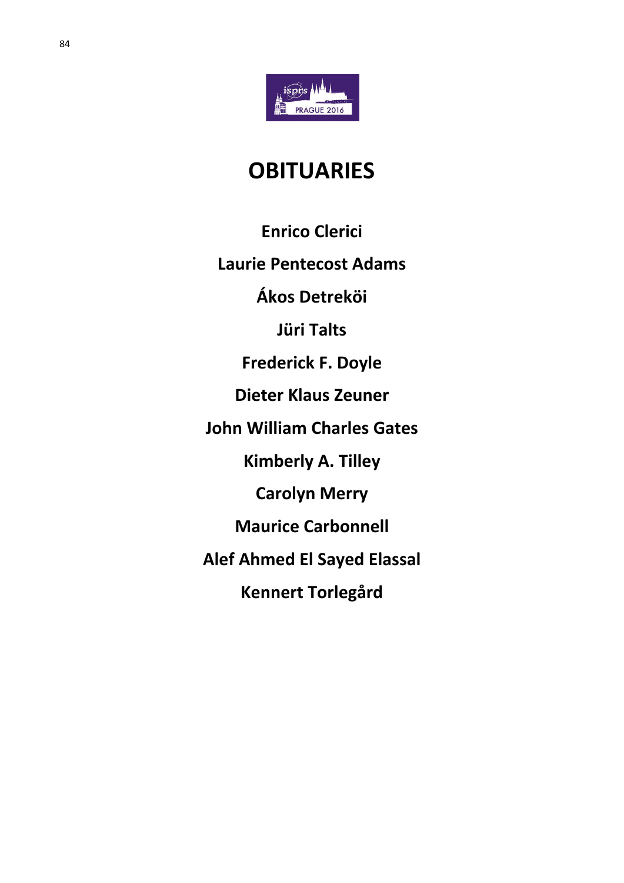# OBITUARIES

**Enrico Clerici**

**Laurie Pentecost Adams**

**Ákos Detreköi**

**Jüri Talts**

**Frederick F. Doyle**

**Dieter Klaus Zeuner**

**John William Charles Gates**

**Kimberly A. Tilley**

**Carolyn Merry**

**Maurice Carbonnell**

**Alef Ahmed El Sayed Elassal**

**Kennert Torlegård**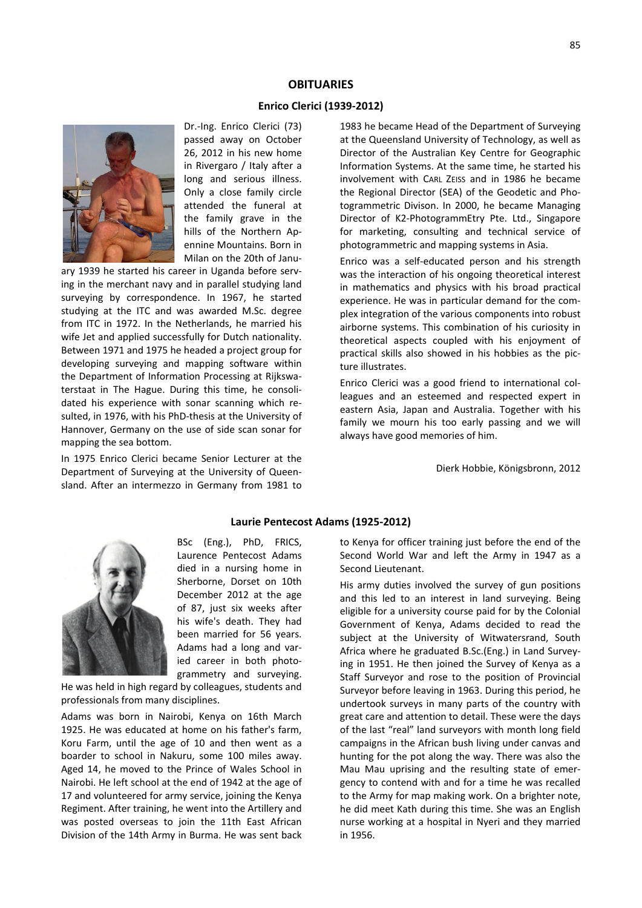# OBITUARIES

## Enrico Clerici (1939-2012)

Dr.-Ing. Enrico Clerici (73) passed away on October 26, 2012 in his new home in Rivergaro / Italy after a long and serious illness. Only a close family circle attended the funeral at the family grave in the hills of the Northern Apennine Mountains. Born in Milan on the 20th of January 1939 he started his career in Uganda before serving in the merchant navy and in parallel studying land surveying by correspondence. In 1967, he started studying at the ITC and was awarded M.Sc. degree from ITC in 1972. In the Netherlands, he married his wife Jet and applied successfully for Dutch nationality. Between 1971 and 1975 he headed a project group for developing surveying and mapping software within the Department of Information Processing at Rijkswaterstaat in The Hague. During this time, he consolidated his experience with sonar scanning which resulted, in 1976, with his PhD-thesis at the University of Hannover, Germany on the use of side scan sonar for mapping the sea bottom.

In 1975 Enrico Clerici became Senior Lecturer at the Department of Surveying at the University of Queensland. After an intermezzo in Germany from 1981 to 1983 he became Head of the Department of Surveying at the Queensland University of Technology, as well as Director of the Australian Key Centre for Geographic Information Systems. At the same time, he started his involvement with CARL ZEISS and in 1986 he became the Regional Director (SEA) of the Geodetic and Photogrammetric Divison. In 2000, he became Managing Director of K2-PhotogrammEtry Pte. Ltd., Singapore for marketing, consulting and technical service of photogrammetric and mapping systems in Asia.

Enrico was a self-educated person and his strength was the interaction of his ongoing theoretical interest in mathematics and physics with his broad practical experience. He was in particular demand for the complex integration of the various components into robust airborne systems. This combination of his curiosity in theoretical aspects coupled with his enjoyment of practical skills also showed in his hobbies as the picture illustrates.

Enrico Clerici was a good friend to international colleagues and an esteemed and respected expert in eastern Asia, Japan and Australia. Together with his family we mourn his too early passing and we will always have good memories of him.

Dierk Hobbie, Königsbronn, 2012

## Laurie Pentecost Adams (1925-2012)

BSc (Eng.), PhD, FRICS, Laurence Pentecost Adams died in a nursing home in Sherborne, Dorset on 10th December 2012 at the age of 87, just six weeks after his wife's death. They had been married for 56 years. Adams had a long and varied career in both photogrammetry and surveying. He was held in high regard by colleagues, students and professionals from many disciplines.

Adams was born in Nairobi, Kenya on 16th March 1925. He was educated at home on his father's farm, Koru Farm, until the age of 10 and then went as a boarder to school in Nakuru, some 100 miles away. Aged 14, he moved to the Prince of Wales School in Nairobi. He left school at the end of 1942 at the age of 17 and volunteered for army service, joining the Kenya Regiment. After training, he went into the Artillery and was posted overseas to join the 11th East African Division of the 14th Army in Burma. He was sent back to Kenya for officer training just before the end of the Second World War and left the Army in 1947 as a Second Lieutenant.

His army duties involved the survey of gun positions and this led to an interest in land surveying. Being eligible for a university course paid for by the Colonial Government of Kenya, Adams decided to read the subject at the University of Witwatersrand, South Africa where he graduated B.Sc.(Eng.) in Land Surveying in 1951. He then joined the Survey of Kenya as a Staff Surveyor and rose to the position of Provincial Surveyor before leaving in 1963. During this period, he undertook surveys in many parts of the country with great care and attention to detail. These were the days of the last "real" land surveyors with month long field campaigns in the African bush living under canvas and hunting for the pot along the way. There was also the Mau Mau uprising and the resulting state of emergency to contend with and for a time he was recalled to the Army for map making work. On a brighter note, he did meet Kath during this time. She was an English nurse working at a hospital in Nyeri and they married in 1956.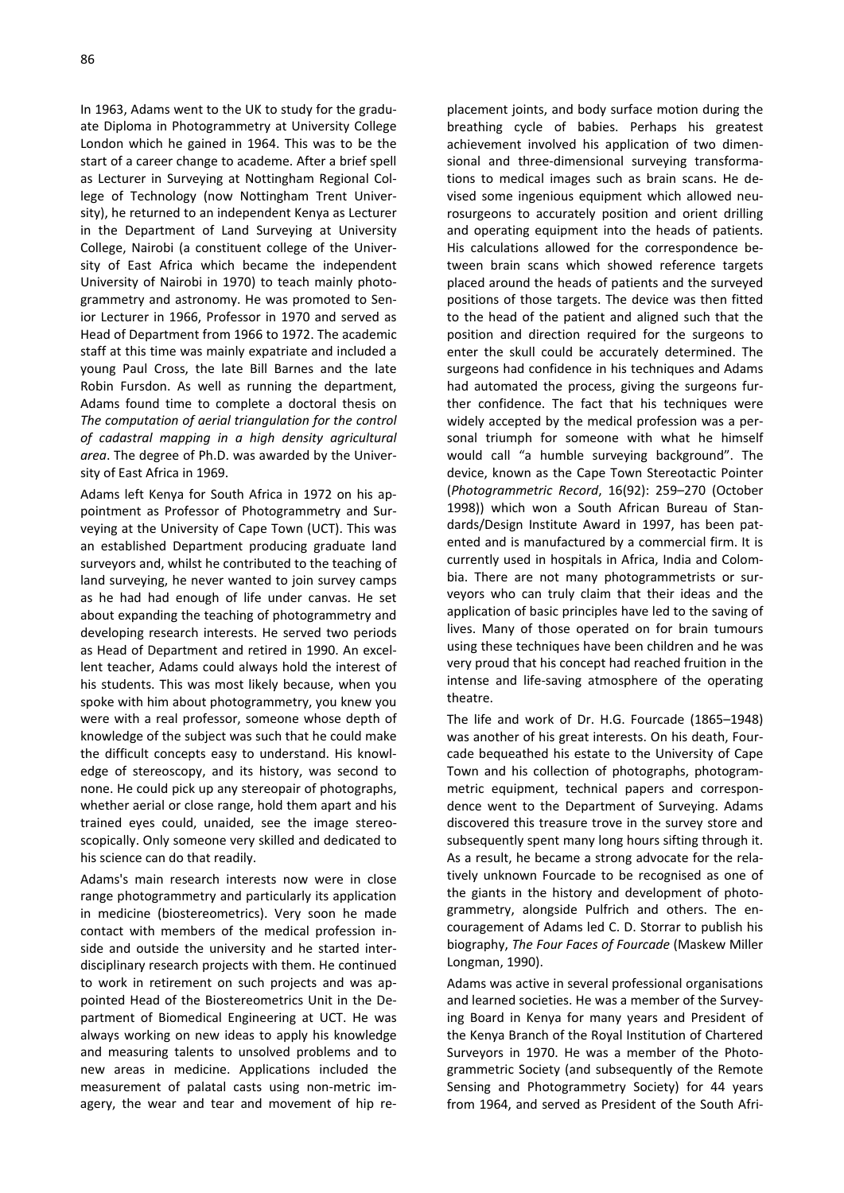In 1963, Adams went to the UK to study for the graduate Diploma in Photogrammetry at University College London which he gained in 1964. This was to be the start of a career change to academe. After a brief spell as Lecturer in Surveying at Nottingham Regional College of Technology (now Nottingham Trent University), he returned to an independent Kenya as Lecturer in the Department of Land Surveying at University College, Nairobi (a constituent college of the University of East Africa which became the independent University of Nairobi in 1970) to teach mainly photogrammetry and astronomy. He was promoted to Senior Lecturer in 1966, Professor in 1970 and served as Head of Department from 1966 to 1972. The academic staff at this time was mainly expatriate and included a young Paul Cross, the late Bill Barnes and the late Robin Fursdon. As well as running the department, Adams found time to complete a doctoral thesis on *The computation of aerial triangulation for the control of cadastral mapping in a high density agricultural area*. The degree of Ph.D. was awarded by the University of East Africa in 1969.

Adams left Kenya for South Africa in 1972 on his appointment as Professor of Photogrammetry and Surveying at the University of Cape Town (UCT). This was an established Department producing graduate land surveyors and, whilst he contributed to the teaching of land surveying, he never wanted to join survey camps as he had had enough of life under canvas. He set about expanding the teaching of photogrammetry and developing research interests. He served two periods as Head of Department and retired in 1990. An excellent teacher, Adams could always hold the interest of his students. This was most likely because, when you spoke with him about photogrammetry, you knew you were with a real professor, someone whose depth of knowledge of the subject was such that he could make the difficult concepts easy to understand. His knowledge of stereoscopy, and its history, was second to none. He could pick up any stereopair of photographs, whether aerial or close range, hold them apart and his trained eyes could, unaided, see the image stereoscopically. Only someone very skilled and dedicated to his science can do that readily.

Adams's main research interests now were in close range photogrammetry and particularly its application in medicine (biostereometrics). Very soon he made contact with members of the medical profession inside and outside the university and he started interdisciplinary research projects with them. He continued to work in retirement on such projects and was appointed Head of the Biostereometrics Unit in the Department of Biomedical Engineering at UCT. He was always working on new ideas to apply his knowledge and measuring talents to unsolved problems and to new areas in medicine. Applications included the measurement of palatal casts using non-metric imagery, the wear and tear and movement of hip replacement joints, and body surface motion during the breathing cycle of babies. Perhaps his greatest achievement involved his application of two dimensional and three-dimensional surveying transformations to medical images such as brain scans. He devised some ingenious equipment which allowed neurosurgeons to accurately position and orient drilling and operating equipment into the heads of patients. His calculations allowed for the correspondence between brain scans which showed reference targets placed around the heads of patients and the surveyed positions of those targets. The device was then fitted to the head of the patient and aligned such that the position and direction required for the surgeons to enter the skull could be accurately determined. The surgeons had confidence in his techniques and Adams had automated the process, giving the surgeons further confidence. The fact that his techniques were widely accepted by the medical profession was a personal triumph for someone with what he himself would call "a humble surveying background". The device, known as the Cape Town Stereotactic Pointer (*Photogrammetric Record*, 16(92): 259–270 (October 1998)) which won a South African Bureau of Standards/Design Institute Award in 1997, has been patented and is manufactured by a commercial firm. It is currently used in hospitals in Africa, India and Colombia. There are not many photogrammetrists or surveyors who can truly claim that their ideas and the application of basic principles have led to the saving of lives. Many of those operated on for brain tumours using these techniques have been children and he was very proud that his concept had reached fruition in the intense and life-saving atmosphere of the operating theatre.

The life and work of Dr. H.G. Fourcade (1865–1948) was another of his great interests. On his death, Fourcade bequeathed his estate to the University of Cape Town and his collection of photographs, photogrammetric equipment, technical papers and correspondence went to the Department of Surveying. Adams discovered this treasure trove in the survey store and subsequently spent many long hours sifting through it. As a result, he became a strong advocate for the relatively unknown Fourcade to be recognised as one of the giants in the history and development of photogrammetry, alongside Pulfrich and others. The encouragement of Adams led C. D. Storrar to publish his biography, *The Four Faces of Fourcade* (Maskew Miller Longman, 1990).

Adams was active in several professional organisations and learned societies. He was a member of the Surveying Board in Kenya for many years and President of the Kenya Branch of the Royal Institution of Chartered Surveyors in 1970. He was a member of the Photogrammetric Society (and subsequently of the Remote Sensing and Photogrammetry Society) for 44 years from 1964, and served as President of the South Afri-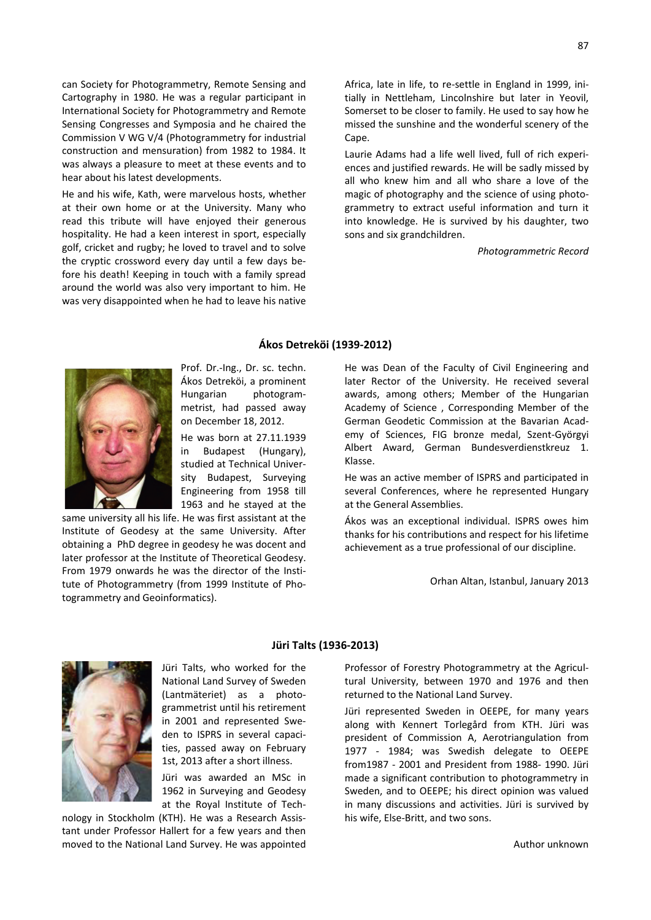can Society for Photogrammetry, Remote Sensing and Cartography in 1980. He was a regular participant in International Society for Photogrammetry and Remote Sensing Congresses and Symposia and he chaired the Commission V WG V/4 (Photogrammetry for industrial construction and mensuration) from 1982 to 1984. It was always a pleasure to meet at these events and to hear about his latest developments.

He and his wife, Kath, were marvelous hosts, whether at their own home or at the University. Many who read this tribute will have enjoyed their generous hospitality. He had a keen interest in sport, especially golf, cricket and rugby; he loved to travel and to solve the cryptic crossword every day until a few days before his death! Keeping in touch with a family spread around the world was also very important to him. He was very disappointed when he had to leave his native Africa, late in life, to re-settle in England in 1999, initially in Nettleham, Lincolnshire but later in Yeovil, Somerset to be closer to family. He used to say how he missed the sunshine and the wonderful scenery of the Cape.

Laurie Adams had a life well lived, full of rich experiences and justified rewards. He will be sadly missed by all who knew him and all who share a love of the magic of photography and the science of using photogrammetry to extract useful information and turn it into knowledge. He is survived by his daughter, two sons and six grandchildren.

*Photogrammetric Record*

## Ákos Detreköi (1939-2012)

Prof. Dr.-Ing., Dr. sc. techn. Ákos Detreköi, a prominent Hungarian photogrammetrist, had passed away on December 18, 2012.

He was born at 27.11.1939 in Budapest (Hungary), studied at Technical University Budapest, Surveying Engineering from 1958 till 1963 and he stayed at the same university all his life. He was first assistant at the Institute of Geodesy at the same University. After obtaining a PhD degree in geodesy he was docent and later professor at the Institute of Theoretical Geodesy. From 1979 onwards he was the director of the Institute of Photogrammetry (from 1999 Institute of Photogrammetry and Geoinformatics).

He was Dean of the Faculty of Civil Engineering and later Rector of the University. He received several awards, among others; Member of the Hungarian Academy of Science , Corresponding Member of the German Geodetic Commission at the Bavarian Academy of Sciences, FIG bronze medal, Szent-Györgyi Albert Award, German Bundesverdienstkreuz 1. Klasse.

He was an active member of ISPRS and participated in several Conferences, where he represented Hungary at the General Assemblies.

Ákos was an exceptional individual. ISPRS owes him thanks for his contributions and respect for his lifetime achievement as a true professional of our discipline.

Orhan Altan, Istanbul, January 2013

## Jüri Talts (1936-2013)

Jüri Talts, who worked for the National Land Survey of Sweden (Lantmäteriet) as a photogrammetrist until his retirement in 2001 and represented Sweden to ISPRS in several capacities, passed away on February 1st, 2013 after a short illness.

Jüri was awarded an MSc in 1962 in Surveying and Geodesy at the Royal Institute of Technology in Stockholm (KTH). He was a Research Assistant under Professor Hallert for a few years and then moved to the National Land Survey. He was appointed Professor of Forestry Photogrammetry at the Agricultural University, between 1970 and 1976 and then returned to the National Land Survey.

Jüri represented Sweden in OEEPE, for many years along with Kennert Torlegård from KTH. Jüri was president of Commission A, Aerotriangulation from 1977 - 1984; was Swedish delegate to OEEPE from1987 - 2001 and President from 1988- 1990. Jüri made a significant contribution to photogrammetry in Sweden, and to OEEPE; his direct opinion was valued in many discussions and activities. Jüri is survived by his wife, Else-Britt, and two sons.

Author unknown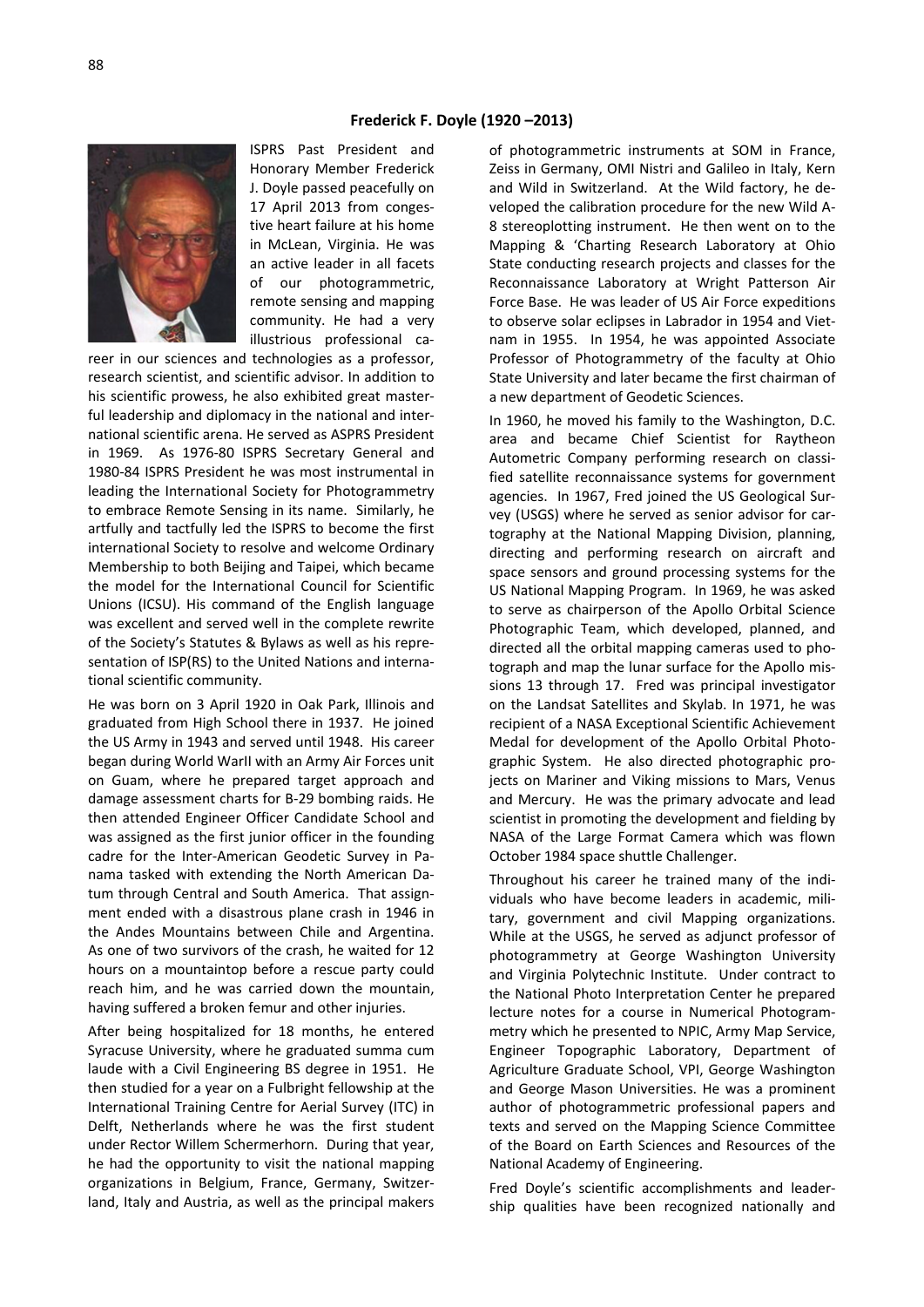### Frederick F. Doyle (1920 –2013)

ISPRS Past President and Honorary Member Frederick J. Doyle passed peacefully on 17 April 2013 from congestive heart failure at his home in McLean, Virginia. He was an active leader in all facets of our photogrammetric, remote sensing and mapping community. He had a very illustrious professional career in our sciences and technologies as a professor, research scientist, and scientific advisor. In addition to his scientific prowess, he also exhibited great masterful leadership and diplomacy in the national and international scientific arena. He served as ASPRS President in 1969. As 1976-80 ISPRS Secretary General and 1980-84 ISPRS President he was most instrumental in leading the International Society for Photogrammetry to embrace Remote Sensing in its name. Similarly, he artfully and tactfully led the ISPRS to become the first international Society to resolve and welcome Ordinary Membership to both Beijing and Taipei, which became the model for the International Council for Scientific Unions (ICSU). His command of the English language was excellent and served well in the complete rewrite of the Society's Statutes & Bylaws as well as his representation of ISP(RS) to the United Nations and international scientific community.

He was born on 3 April 1920 in Oak Park, Illinois and graduated from High School there in 1937. He joined the US Army in 1943 and served until 1948. His career began during World WarII with an Army Air Forces unit on Guam, where he prepared target approach and damage assessment charts for B-29 bombing raids. He then attended Engineer Officer Candidate School and was assigned as the first junior officer in the founding cadre for the Inter-American Geodetic Survey in Panama tasked with extending the North American Datum through Central and South America. That assignment ended with a disastrous plane crash in 1946 in the Andes Mountains between Chile and Argentina. As one of two survivors of the crash, he waited for 12 hours on a mountaintop before a rescue party could reach him, and he was carried down the mountain, having suffered a broken femur and other injuries.

After being hospitalized for 18 months, he entered Syracuse University, where he graduated summa cum laude with a Civil Engineering BS degree in 1951. He then studied for a year on a Fulbright fellowship at the International Training Centre for Aerial Survey (ITC) in Delft, Netherlands where he was the first student under Rector Willem Schermerhorn. During that year, he had the opportunity to visit the national mapping organizations in Belgium, France, Germany, Switzerland, Italy and Austria, as well as the principal makers of photogrammetric instruments at SOM in France, Zeiss in Germany, OMI Nistri and Galileo in Italy, Kern and Wild in Switzerland. At the Wild factory, he developed the calibration procedure for the new Wild A-8 stereoplotting instrument. He then went on to the Mapping & 'Charting Research Laboratory at Ohio State conducting research projects and classes for the Reconnaissance Laboratory at Wright Patterson Air Force Base. He was leader of US Air Force expeditions to observe solar eclipses in Labrador in 1954 and Vietnam in 1955. In 1954, he was appointed Associate Professor of Photogrammetry of the faculty at Ohio State University and later became the first chairman of a new department of Geodetic Sciences.

In 1960, he moved his family to the Washington, D.C. area and became Chief Scientist for Raytheon Autometric Company performing research on classified satellite reconnaissance systems for government agencies. In 1967, Fred joined the US Geological Survey (USGS) where he served as senior advisor for cartography at the National Mapping Division, planning, directing and performing research on aircraft and space sensors and ground processing systems for the US National Mapping Program. In 1969, he was asked to serve as chairperson of the Apollo Orbital Science Photographic Team, which developed, planned, and directed all the orbital mapping cameras used to photograph and map the lunar surface for the Apollo missions 13 through 17. Fred was principal investigator on the Landsat Satellites and Skylab. In 1971, he was recipient of a NASA Exceptional Scientific Achievement Medal for development of the Apollo Orbital Photographic System. He also directed photographic projects on Mariner and Viking missions to Mars, Venus and Mercury. He was the primary advocate and lead scientist in promoting the development and fielding by NASA of the Large Format Camera which was flown October 1984 space shuttle Challenger.

Throughout his career he trained many of the individuals who have become leaders in academic, military, government and civil Mapping organizations. While at the USGS, he served as adjunct professor of photogrammetry at George Washington University and Virginia Polytechnic Institute. Under contract to the National Photo Interpretation Center he prepared lecture notes for a course in Numerical Photogrammetry which he presented to NPIC, Army Map Service, Engineer Topographic Laboratory, Department of Agriculture Graduate School, VPI, George Washington and George Mason Universities. He was a prominent author of photogrammetric professional papers and texts and served on the Mapping Science Committee of the Board on Earth Sciences and Resources of the National Academy of Engineering.

Fred Doyle's scientific accomplishments and leadership qualities have been recognized nationally and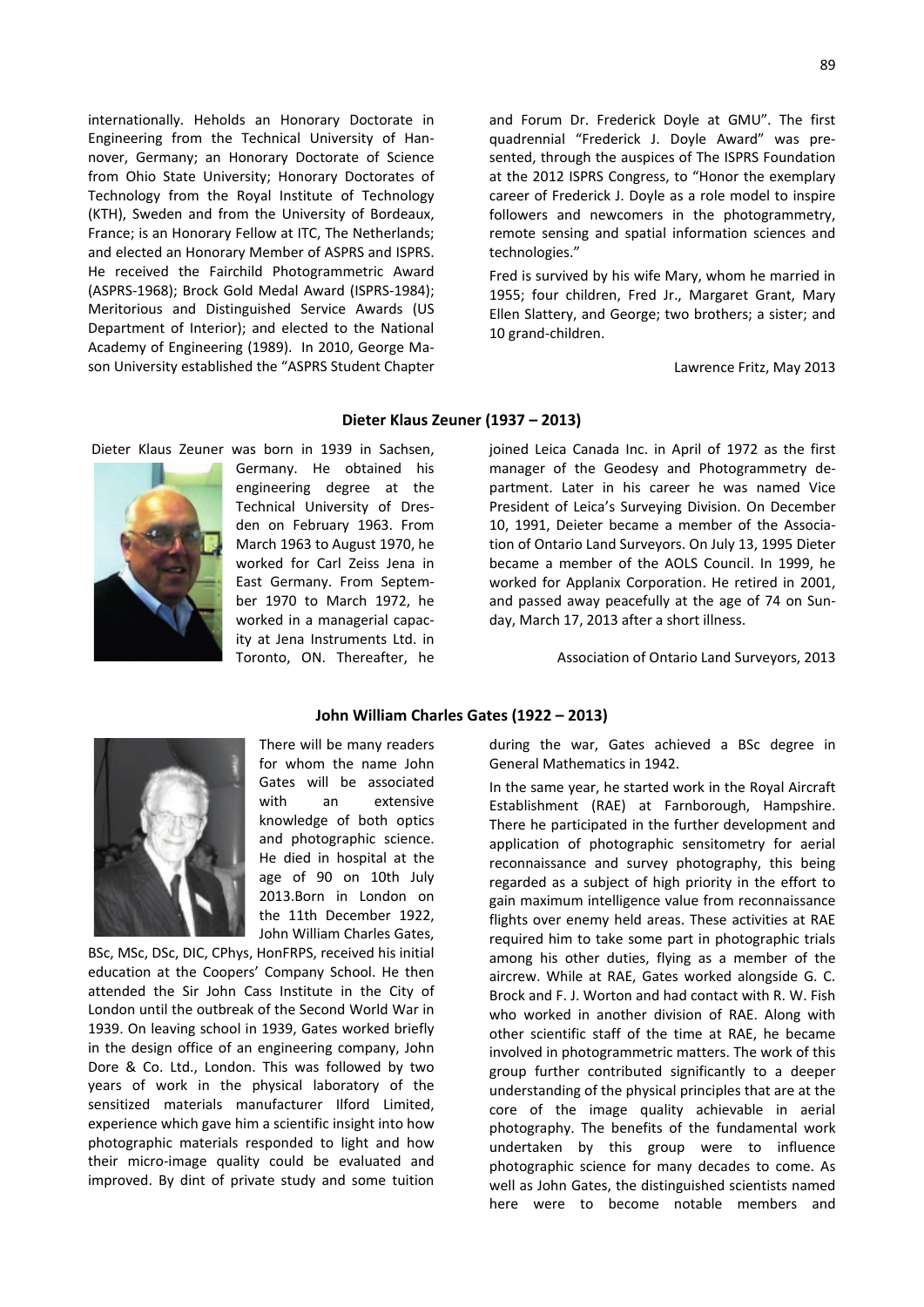internationally. Heholds an Honorary Doctorate in Engineering from the Technical University of Hannover, Germany; an Honorary Doctorate of Science from Ohio State University; Honorary Doctorates of Technology from the Royal Institute of Technology (KTH), Sweden and from the University of Bordeaux, France; is an Honorary Fellow at ITC, The Netherlands; and elected an Honorary Member of ASPRS and ISPRS. He received the Fairchild Photogrammetric Award (ASPRS-1968); Brock Gold Medal Award (ISPRS-1984); Meritorious and Distinguished Service Awards (US Department of Interior); and elected to the National Academy of Engineering (1989). In 2010, George Mason University established the "ASPRS Student Chapter and Forum Dr. Frederick Doyle at GMU". The first quadrennial "Frederick J. Doyle Award" was presented, through the auspices of The ISPRS Foundation at the 2012 ISPRS Congress, to "Honor the exemplary career of Frederick J. Doyle as a role model to inspire followers and newcomers in the photogrammetry, remote sensing and spatial information sciences and technologies."

Fred is survived by his wife Mary, whom he married in 1955; four children, Fred Jr., Margaret Grant, Mary Ellen Slattery, and George; two brothers; a sister; and 10 grand-children.

Lawrence Fritz, May 2013

## Dieter Klaus Zeuner (1937 – 2013)

Dieter Klaus Zeuner was born in 1939 in Sachsen, Germany. He obtained his engineering degree at the Technical University of Dresden on February 1963. From March 1963 to August 1970, he worked for Carl Zeiss Jena in East Germany. From September 1970 to March 1972, he worked in a managerial capacity at Jena Instruments Ltd. in Toronto, ON. Thereafter, he joined Leica Canada Inc. in April of 1972 as the first manager of the Geodesy and Photogrammetry department. Later in his career he was named Vice President of Leica's Surveying Division. On December 10, 1991, Deieter became a member of the Association of Ontario Land Surveyors. On July 13, 1995 Dieter became a member of the AOLS Council. In 1999, he worked for Applanix Corporation. He retired in 2001, and passed away peacefully at the age of 74 on Sunday, March 17, 2013 after a short illness.

Association of Ontario Land Surveyors, 2013

## John William Charles Gates (1922 – 2013)

There will be many readers for whom the name John Gates will be associated with an extensive knowledge of both optics and photographic science. He died in hospital at the age of 90 on 10th July 2013.Born in London on the 11th December 1922, John William Charles Gates, BSc, MSc, DSc, DIC, CPhys, HonFRPS, received his initial education at the Coopers' Company School. He then attended the Sir John Cass Institute in the City of London until the outbreak of the Second World War in 1939. On leaving school in 1939, Gates worked briefly in the design office of an engineering company, John Dore & Co. Ltd., London. This was followed by two years of work in the physical laboratory of the sensitized materials manufacturer Ilford Limited, experience which gave him a scientific insight into how photographic materials responded to light and how their micro-image quality could be evaluated and improved. By dint of private study and some tuition during the war, Gates achieved a BSc degree in General Mathematics in 1942.

In the same year, he started work in the Royal Aircraft Establishment (RAE) at Farnborough, Hampshire. There he participated in the further development and application of photographic sensitometry for aerial reconnaissance and survey photography, this being regarded as a subject of high priority in the effort to gain maximum intelligence value from reconnaissance flights over enemy held areas. These activities at RAE required him to take some part in photographic trials among his other duties, flying as a member of the aircrew. While at RAE, Gates worked alongside G. C. Brock and F. J. Worton and had contact with R. W. Fish who worked in another division of RAE. Along with other scientific staff of the time at RAE, he became involved in photogrammetric matters. The work of this group further contributed significantly to a deeper understanding of the physical principles that are at the core of the image quality achievable in aerial photography. The benefits of the fundamental work undertaken by this group were to influence photographic science for many decades to come. As well as John Gates, the distinguished scientists named here were to become notable members and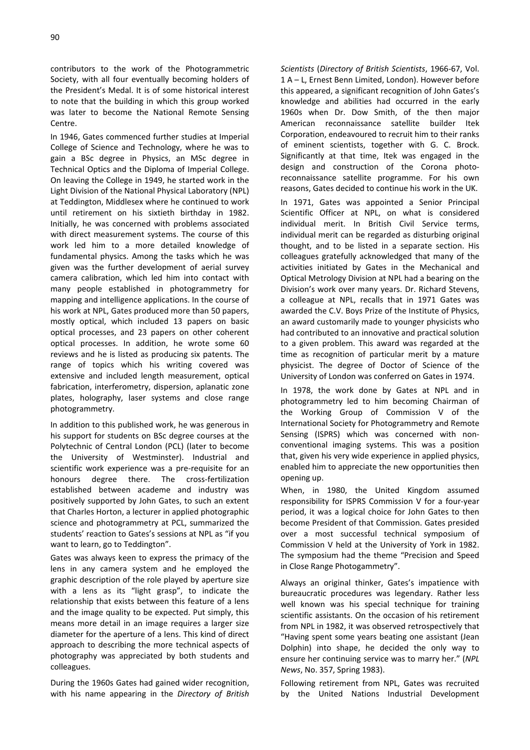contributors to the work of the Photogrammetric Society, with all four eventually becoming holders of the President's Medal. It is of some historical interest to note that the building in which this group worked was later to become the National Remote Sensing Centre.

In 1946, Gates commenced further studies at Imperial College of Science and Technology, where he was to gain a BSc degree in Physics, an MSc degree in Technical Optics and the Diploma of Imperial College. On leaving the College in 1949, he started work in the Light Division of the National Physical Laboratory (NPL) at Teddington, Middlesex where he continued to work until retirement on his sixtieth birthday in 1982. Initially, he was concerned with problems associated with direct measurement systems. The course of this work led him to a more detailed knowledge of fundamental physics. Among the tasks which he was given was the further development of aerial survey camera calibration, which led him into contact with many people established in photogrammetry for mapping and intelligence applications. In the course of his work at NPL, Gates produced more than 50 papers, mostly optical, which included 13 papers on basic optical processes, and 23 papers on other coherent optical processes. In addition, he wrote some 60 reviews and he is listed as producing six patents. The range of topics which his writing covered was extensive and included length measurement, optical fabrication, interferometry, dispersion, aplanatic zone plates, holography, laser systems and close range photogrammetry.

In addition to this published work, he was generous in his support for students on BSc degree courses at the Polytechnic of Central London (PCL) (later to become the University of Westminster). Industrial and scientific work experience was a pre-requisite for an honours degree there. The cross-fertilization established between academe and industry was positively supported by John Gates, to such an extent that Charles Horton, a lecturer in applied photographic science and photogrammetry at PCL, summarized the students' reaction to Gates's sessions at NPL as "if you want to learn, go to Teddington".

Gates was always keen to express the primacy of the lens in any camera system and he employed the graphic description of the role played by aperture size with a lens as its "light grasp", to indicate the relationship that exists between this feature of a lens and the image quality to be expected. Put simply, this means more detail in an image requires a larger size diameter for the aperture of a lens. This kind of direct approach to describing the more technical aspects of photography was appreciated by both students and colleagues.

During the 1960s Gates had gained wider recognition, with his name appearing in the *Directory of British Scientists* (*Directory of British Scientists*, 1966-67, Vol. 1 A – L, Ernest Benn Limited, London). However before this appeared, a significant recognition of John Gates's knowledge and abilities had occurred in the early 1960s when Dr. Dow Smith, of the then major American reconnaissance satellite builder Itek Corporation, endeavoured to recruit him to their ranks of eminent scientists, together with G. C. Brock. Significantly at that time, Itek was engaged in the design and construction of the Corona photo-reconnaissance satellite programme. For his own reasons, Gates decided to continue his work in the UK.

In 1971, Gates was appointed a Senior Principal Scientific Officer at NPL, on what is considered individual merit. In British Civil Service terms, individual merit can be regarded as disturbing original thought, and to be listed in a separate section. His colleagues gratefully acknowledged that many of the activities initiated by Gates in the Mechanical and Optical Metrology Division at NPL had a bearing on the Division's work over many years. Dr. Richard Stevens, a colleague at NPL, recalls that in 1971 Gates was awarded the C.V. Boys Prize of the Institute of Physics, an award customarily made to younger physicists who had contributed to an innovative and practical solution to a given problem. This award was regarded at the time as recognition of particular merit by a mature physicist. The degree of Doctor of Science of the University of London was conferred on Gates in 1974.

In 1978, the work done by Gates at NPL and in photogrammetry led to him becoming Chairman of the Working Group of Commission V of the International Society for Photogrammetry and Remote Sensing (ISPRS) which was concerned with non-conventional imaging systems. This was a position that, given his very wide experience in applied physics, enabled him to appreciate the new opportunities then opening up.

When, in 1980, the United Kingdom assumed responsibility for ISPRS Commission V for a four-year period, it was a logical choice for John Gates to then become President of that Commission. Gates presided over a most successful technical symposium of Commission V held at the University of York in 1982. The symposium had the theme "Precision and Speed in Close Range Photogammetry".

Always an original thinker, Gates's impatience with bureaucratic procedures was legendary. Rather less well known was his special technique for training scientific assistants. On the occasion of his retirement from NPL in 1982, it was observed retrospectively that "Having spent some years beating one assistant (Jean Dolphin) into shape, he decided the only way to ensure her continuing service was to marry her." (*NPL News*, No. 357, Spring 1983).

Following retirement from NPL, Gates was recruited by the United Nations Industrial Development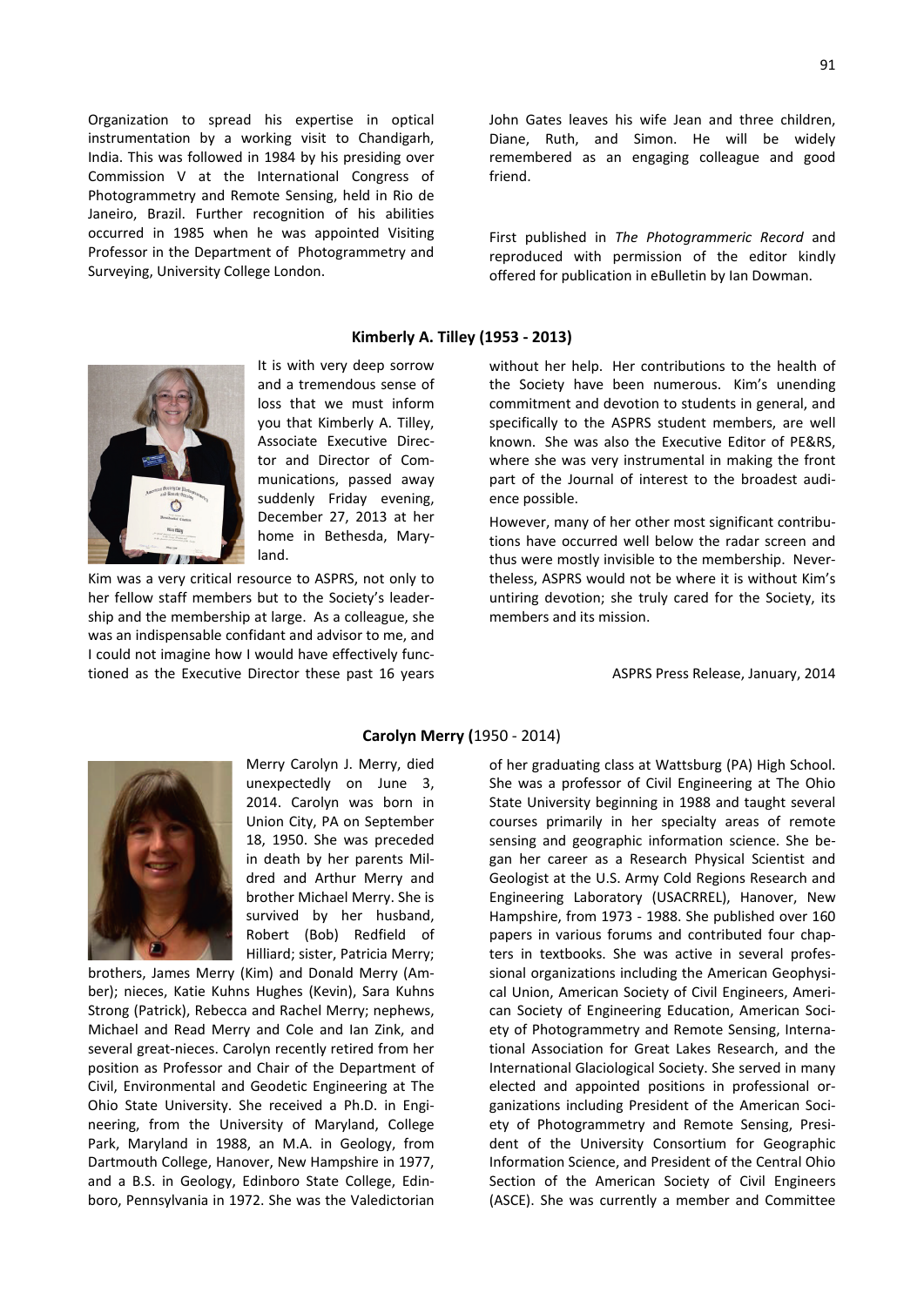Organization to spread his expertise in optical instrumentation by a working visit to Chandigarh, India. This was followed in 1984 by his presiding over Commission V at the International Congress of Photogrammetry and Remote Sensing, held in Rio de Janeiro, Brazil. Further recognition of his abilities occurred in 1985 when he was appointed Visiting Professor in the Department of Photogrammetry and Surveying, University College London.

John Gates leaves his wife Jean and three children, Diane, Ruth, and Simon. He will be widely remembered as an engaging colleague and good friend.

First published in *The Photogrammeric Record* and reproduced with permission of the editor kindly offered for publication in eBulletin by Ian Dowman.

## Kimberly A. Tilley (1953 - 2013)

It is with very deep sorrow and a tremendous sense of loss that we must inform you that Kimberly A. Tilley, Associate Executive Director and Director of Communications, passed away suddenly Friday evening, December 27, 2013 at her home in Bethesda, Maryland.

Kim was a very critical resource to ASPRS, not only to her fellow staff members but to the Society's leadership and the membership at large. As a colleague, she was an indispensable confidant and advisor to me, and I could not imagine how I would have effectively functioned as the Executive Director these past 16 years without her help. Her contributions to the health of the Society have been numerous. Kim's unending commitment and devotion to students in general, and specifically to the ASPRS student members, are well known. She was also the Executive Editor of PE&RS, where she was very instrumental in making the front part of the Journal of interest to the broadest audience possible.

However, many of her other most significant contributions have occurred well below the radar screen and thus were mostly invisible to the membership. Nevertheless, ASPRS would not be where it is without Kim's untiring devotion; she truly cared for the Society, its members and its mission.

ASPRS Press Release, January, 2014

## Carolyn Merry (1950 - 2014)

Merry Carolyn J. Merry, died unexpectedly on June 3, 2014. Carolyn was born in Union City, PA on September 18, 1950. She was preceded in death by her parents Mildred and Arthur Merry and brother Michael Merry. She is survived by her husband, Robert (Bob) Redfield of Hilliard; sister, Patricia Merry; brothers, James Merry (Kim) and Donald Merry (Amber); nieces, Katie Kuhns Hughes (Kevin), Sara Kuhns Strong (Patrick), Rebecca and Rachel Merry; nephews, Michael and Read Merry and Cole and Ian Zink, and several great-nieces. Carolyn recently retired from her position as Professor and Chair of the Department of Civil, Environmental and Geodetic Engineering at The Ohio State University. She received a Ph.D. in Engineering, from the University of Maryland, College Park, Maryland in 1988, an M.A. in Geology, from Dartmouth College, Hanover, New Hampshire in 1977, and a B.S. in Geology, Edinboro State College, Edinboro, Pennsylvania in 1972. She was the Valedictorian of her graduating class at Wattsburg (PA) High School. She was a professor of Civil Engineering at The Ohio State University beginning in 1988 and taught several courses primarily in her specialty areas of remote sensing and geographic information science. She began her career as a Research Physical Scientist and Geologist at the U.S. Army Cold Regions Research and Engineering Laboratory (USACRREL), Hanover, New Hampshire, from 1973 - 1988. She published over 160 papers in various forums and contributed four chapters in textbooks. She was active in several professional organizations including the American Geophysical Union, American Society of Civil Engineers, American Society of Engineering Education, American Society of Photogrammetry and Remote Sensing, International Association for Great Lakes Research, and the International Glaciological Society. She served in many elected and appointed positions in professional organizations including President of the American Society of Photogrammetry and Remote Sensing, President of the University Consortium for Geographic Information Science, and President of the Central Ohio Section of the American Society of Civil Engineers (ASCE). She was currently a member and Committee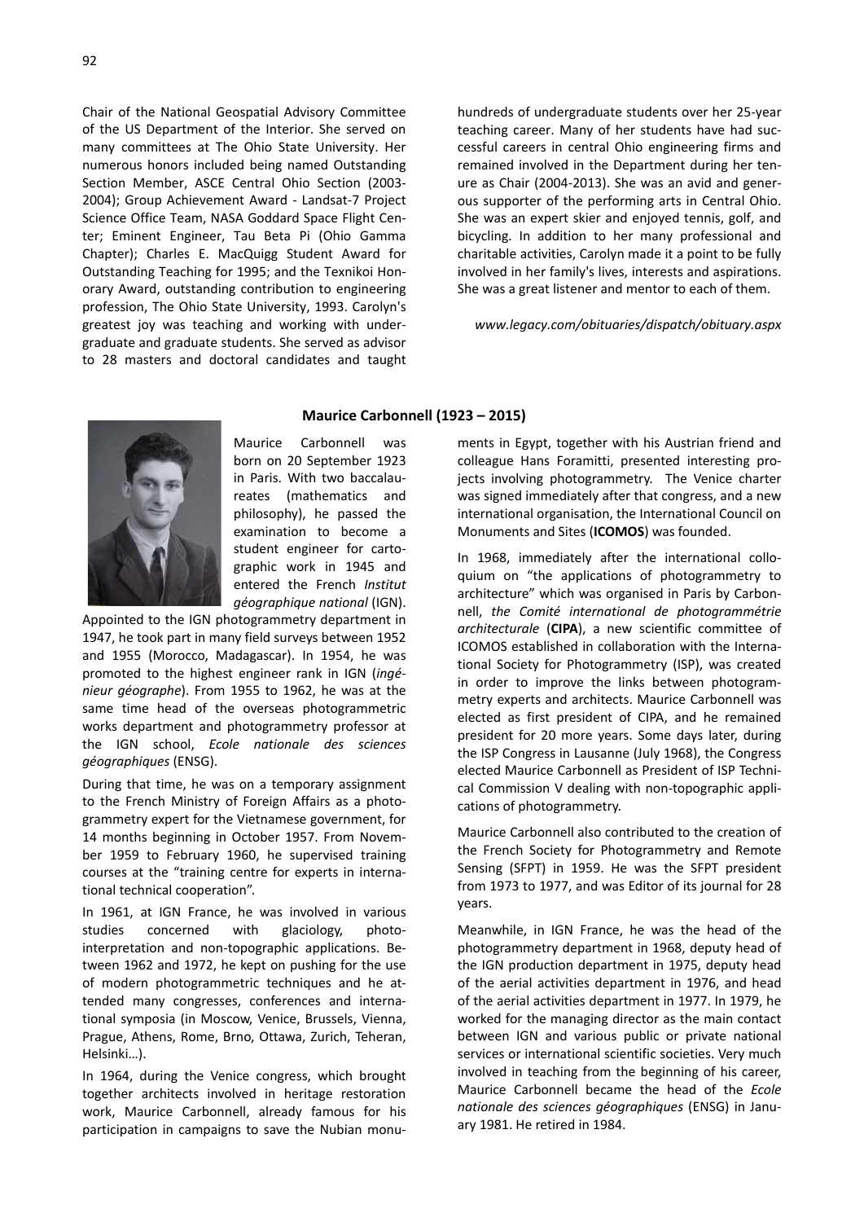Chair of the National Geospatial Advisory Committee of the US Department of the Interior. She served on many committees at The Ohio State University. Her numerous honors included being named Outstanding Section Member, ASCE Central Ohio Section (2003-2004); Group Achievement Award - Landsat-7 Project Science Office Team, NASA Goddard Space Flight Center; Eminent Engineer, Tau Beta Pi (Ohio Gamma Chapter); Charles E. MacQuigg Student Award for Outstanding Teaching for 1995; and the Texnikoi Honorary Award, outstanding contribution to engineering profession, The Ohio State University, 1993. Carolyn's greatest joy was teaching and working with undergraduate and graduate students. She served as advisor to 28 masters and doctoral candidates and taught hundreds of undergraduate students over her 25-year teaching career. Many of her students have had successful careers in central Ohio engineering firms and remained involved in the Department during her tenure as Chair (2004-2013). She was an avid and generous supporter of the performing arts in Central Ohio. She was an expert skier and enjoyed tennis, golf, and bicycling. In addition to her many professional and charitable activities, Carolyn made it a point to be fully involved in her family's lives, interests and aspirations. She was a great listener and mentor to each of them.

*www.legacy.com/obituaries/dispatch/obituary.aspx*

## Maurice Carbonnell (1923 – 2015)

Maurice Carbonnell was born on 20 September 1923 in Paris. With two baccalaureates (mathematics and philosophy), he passed the examination to become a student engineer for cartographic work in 1945 and entered the French *Institut géographique national* (IGN). Appointed to the IGN photogrammetry department in 1947, he took part in many field surveys between 1952 and 1955 (Morocco, Madagascar). In 1954, he was promoted to the highest engineer rank in IGN (*ingénieur géographe*). From 1955 to 1962, he was at the same time head of the overseas photogrammetric works department and photogrammetry professor at the IGN school, *Ecole nationale des sciences géographiques* (ENSG).

During that time, he was on a temporary assignment to the French Ministry of Foreign Affairs as a photogrammetry expert for the Vietnamese government, for 14 months beginning in October 1957. From November 1959 to February 1960, he supervised training courses at the "training centre for experts in international technical cooperation".

In 1961, at IGN France, he was involved in various studies concerned with glaciology, photo-interpretation and non-topographic applications. Between 1962 and 1972, he kept on pushing for the use of modern photogrammetric techniques and he attended many congresses, conferences and international symposia (in Moscow, Venice, Brussels, Vienna, Prague, Athens, Rome, Brno, Ottawa, Zurich, Teheran, Helsinki…).

In 1964, during the Venice congress, which brought together architects involved in heritage restoration work, Maurice Carbonnell, already famous for his participation in campaigns to save the Nubian monuments in Egypt, together with his Austrian friend and colleague Hans Foramitti, presented interesting projects involving photogrammetry. The Venice charter was signed immediately after that congress, and a new international organisation, the International Council on Monuments and Sites (**ICOMOS**) was founded.

In 1968, immediately after the international colloquium on "the applications of photogrammetry to architecture" which was organised in Paris by Carbonnell, *the Comité international de photogrammétrie architecturale* (**CIPA**), a new scientific committee of ICOMOS established in collaboration with the International Society for Photogrammetry (ISP), was created in order to improve the links between photogrammetry experts and architects. Maurice Carbonnell was elected as first president of CIPA, and he remained president for 20 more years. Some days later, during the ISP Congress in Lausanne (July 1968), the Congress elected Maurice Carbonnell as President of ISP Technical Commission V dealing with non-topographic applications of photogrammetry.

Maurice Carbonnell also contributed to the creation of the French Society for Photogrammetry and Remote Sensing (SFPT) in 1959. He was the SFPT president from 1973 to 1977, and was Editor of its journal for 28 years.

Meanwhile, in IGN France, he was the head of the photogrammetry department in 1968, deputy head of the IGN production department in 1975, deputy head of the aerial activities department in 1976, and head of the aerial activities department in 1977. In 1979, he worked for the managing director as the main contact between IGN and various public or private national services or international scientific societies. Very much involved in teaching from the beginning of his career, Maurice Carbonnell became the head of the *Ecole nationale des sciences géographiques* (ENSG) in January 1981. He retired in 1984.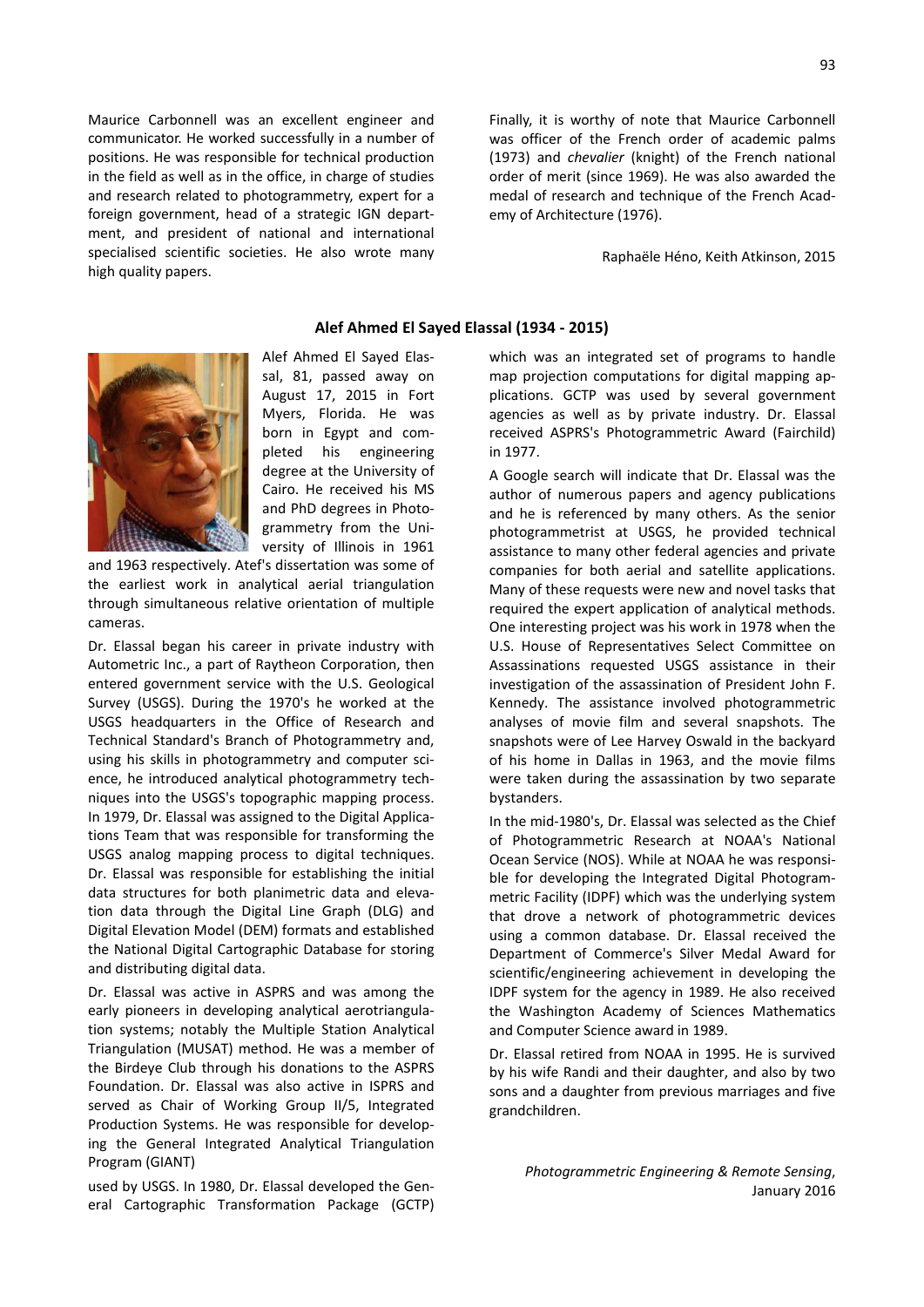Maurice Carbonnell was an excellent engineer and communicator. He worked successfully in a number of positions. He was responsible for technical production in the field as well as in the office, in charge of studies and research related to photogrammetry, expert for a foreign government, head of a strategic IGN department, and president of national and international specialised scientific societies. He also wrote many high quality papers.

Finally, it is worthy of note that Maurice Carbonnell was officer of the French order of academic palms (1973) and *chevalier* (knight) of the French national order of merit (since 1969). He was also awarded the medal of research and technique of the French Academy of Architecture (1976).

Raphaële Héno, Keith Atkinson, 2015

## Alef Ahmed El Sayed Elassal (1934 - 2015)

Alef Ahmed El Sayed Elassal, 81, passed away on August 17, 2015 in Fort Myers, Florida. He was born in Egypt and completed his engineering degree at the University of Cairo. He received his MS and PhD degrees in Photogrammetry from the University of Illinois in 1961 and 1963 respectively. Atef's dissertation was some of the earliest work in analytical aerial triangulation through simultaneous relative orientation of multiple cameras.

Dr. Elassal began his career in private industry with Autometric Inc., a part of Raytheon Corporation, then entered government service with the U.S. Geological Survey (USGS). During the 1970's he worked at the USGS headquarters in the Office of Research and Technical Standard's Branch of Photogrammetry and, using his skills in photogrammetry and computer science, he introduced analytical photogrammetry techniques into the USGS's topographic mapping process. In 1979, Dr. Elassal was assigned to the Digital Applications Team that was responsible for transforming the USGS analog mapping process to digital techniques. Dr. Elassal was responsible for establishing the initial data structures for both planimetric data and elevation data through the Digital Line Graph (DLG) and Digital Elevation Model (DEM) formats and established the National Digital Cartographic Database for storing and distributing digital data.

Dr. Elassal was active in ASPRS and was among the early pioneers in developing analytical aerotriangulation systems; notably the Multiple Station Analytical Triangulation (MUSAT) method. He was a member of the Birdeye Club through his donations to the ASPRS Foundation. Dr. Elassal was also active in ISPRS and served as Chair of Working Group II/5, Integrated Production Systems. He was responsible for developing the General Integrated Analytical Triangulation Program (GIANT)

used by USGS. In 1980, Dr. Elassal developed the General Cartographic Transformation Package (GCTP) which was an integrated set of programs to handle map projection computations for digital mapping applications. GCTP was used by several government agencies as well as by private industry. Dr. Elassal received ASPRS's Photogrammetric Award (Fairchild) in 1977.

A Google search will indicate that Dr. Elassal was the author of numerous papers and agency publications and he is referenced by many others. As the senior photogrammetrist at USGS, he provided technical assistance to many other federal agencies and private companies for both aerial and satellite applications. Many of these requests were new and novel tasks that required the expert application of analytical methods. One interesting project was his work in 1978 when the U.S. House of Representatives Select Committee on Assassinations requested USGS assistance in their investigation of the assassination of President John F. Kennedy. The assistance involved photogrammetric analyses of movie film and several snapshots. The snapshots were of Lee Harvey Oswald in the backyard of his home in Dallas in 1963, and the movie films were taken during the assassination by two separate bystanders.

In the mid-1980's, Dr. Elassal was selected as the Chief of Photogrammetric Research at NOAA's National Ocean Service (NOS). While at NOAA he was responsible for developing the Integrated Digital Photogrammetric Facility (IDPF) which was the underlying system that drove a network of photogrammetric devices using a common database. Dr. Elassal received the Department of Commerce's Silver Medal Award for scientific/engineering achievement in developing the IDPF system for the agency in 1989. He also received the Washington Academy of Sciences Mathematics and Computer Science award in 1989.

Dr. Elassal retired from NOAA in 1995. He is survived by his wife Randi and their daughter, and also by two sons and a daughter from previous marriages and five grandchildren.

*Photogrammetric Engineering & Remote Sensing*, January 2016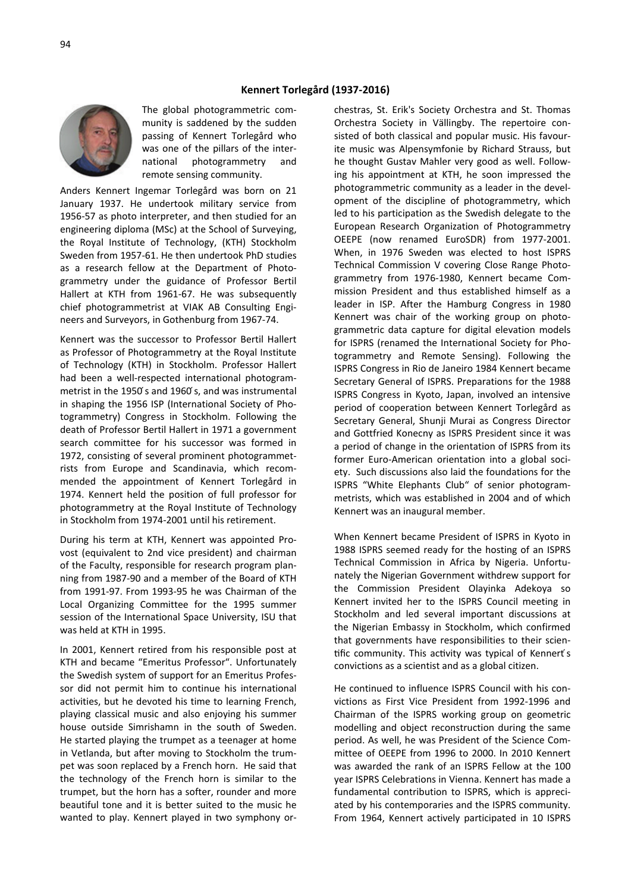## Kennert Torlegård (1937-2016)

The global photogrammetric community is saddened by the sudden passing of Kennert Torlegård who was one of the pillars of the international photogrammetry and remote sensing community.

Anders Kennert Ingemar Torlegård was born on 21 January 1937. He undertook military service from 1956-57 as photo interpreter, and then studied for an engineering diploma (MSc) at the School of Surveying, the Royal Institute of Technology, (KTH) Stockholm Sweden from 1957-61. He then undertook PhD studies as a research fellow at the Department of Photogrammetry under the guidance of Professor Bertil Hallert at KTH from 1961-67. He was subsequently chief photogrammetrist at VIAK AB Consulting Engineers and Surveyors, in Gothenburg from 1967-74.

Kennert was the successor to Professor Bertil Hallert as Professor of Photogrammetry at the Royal Institute of Technology (KTH) in Stockholm. Professor Hallert had been a well-respected international photogrammetrist in the 1950´s and 1960´s, and was instrumental in shaping the 1956 ISP (International Society of Photogrammetry) Congress in Stockholm. Following the death of Professor Bertil Hallert in 1971 a government search committee for his successor was formed in 1972, consisting of several prominent photogrammetrists from Europe and Scandinavia, which recommended the appointment of Kennert Torlegård in 1974. Kennert held the position of full professor for photogrammetry at the Royal Institute of Technology in Stockholm from 1974-2001 until his retirement.

During his term at KTH, Kennert was appointed Provost (equivalent to 2nd vice president) and chairman of the Faculty, responsible for research program planning from 1987-90 and a member of the Board of KTH from 1991-97. From 1993-95 he was Chairman of the Local Organizing Committee for the 1995 summer session of the International Space University, ISU that was held at KTH in 1995.

In 2001, Kennert retired from his responsible post at KTH and became "Emeritus Professor". Unfortunately the Swedish system of support for an Emeritus Professor did not permit him to continue his international activities, but he devoted his time to learning French, playing classical music and also enjoying his summer house outside Simrishamn in the south of Sweden. He started playing the trumpet as a teenager at home in Vetlanda, but after moving to Stockholm the trumpet was soon replaced by a French horn. He said that the technology of the French horn is similar to the trumpet, but the horn has a softer, rounder and more beautiful tone and it is better suited to the music he wanted to play. Kennert played in two symphony orchestras, St. Erik's Society Orchestra and St. Thomas Orchestra Society in Vällingby. The repertoire consisted of both classical and popular music. His favourite music was Alpensymfonie by Richard Strauss, but he thought Gustav Mahler very good as well. Following his appointment at KTH, he soon impressed the photogrammetric community as a leader in the development of the discipline of photogrammetry, which led to his participation as the Swedish delegate to the European Research Organization of Photogrammetry OEEPE (now renamed EuroSDR) from 1977-2001. When, in 1976 Sweden was elected to host ISPRS Technical Commission V covering Close Range Photogrammetry from 1976-1980, Kennert became Commission President and thus established himself as a leader in ISP. After the Hamburg Congress in 1980 Kennert was chair of the working group on photogrammetric data capture for digital elevation models for ISPRS (renamed the International Society for Photogrammetry and Remote Sensing). Following the ISPRS Congress in Rio de Janeiro 1984 Kennert became Secretary General of ISPRS. Preparations for the 1988 ISPRS Congress in Kyoto, Japan, involved an intensive period of cooperation between Kennert Torlegård as Secretary General, Shunji Murai as Congress Director and Gottfried Konecny as ISPRS President since it was a period of change in the orientation of ISPRS from its former Euro-American orientation into a global society. Such discussions also laid the foundations for the ISPRS "White Elephants Club" of senior photogrammetrists, which was established in 2004 and of which Kennert was an inaugural member.

When Kennert became President of ISPRS in Kyoto in 1988 ISPRS seemed ready for the hosting of an ISPRS Technical Commission in Africa by Nigeria. Unfortunately the Nigerian Government withdrew support for the Commission President Olayinka Adekoya so Kennert invited her to the ISPRS Council meeting in Stockholm and led several important discussions at the Nigerian Embassy in Stockholm, which confirmed that governments have responsibilities to their scientific community. This activity was typical of Kennert´s convictions as a scientist and as a global citizen.

He continued to influence ISPRS Council with his convictions as First Vice President from 1992-1996 and Chairman of the ISPRS working group on geometric modelling and object reconstruction during the same period. As well, he was President of the Science Committee of OEEPE from 1996 to 2000. In 2010 Kennert was awarded the rank of an ISPRS Fellow at the 100 year ISPRS Celebrations in Vienna. Kennert has made a fundamental contribution to ISPRS, which is appreciated by his contemporaries and the ISPRS community. From 1964, Kennert actively participated in 10 ISPRS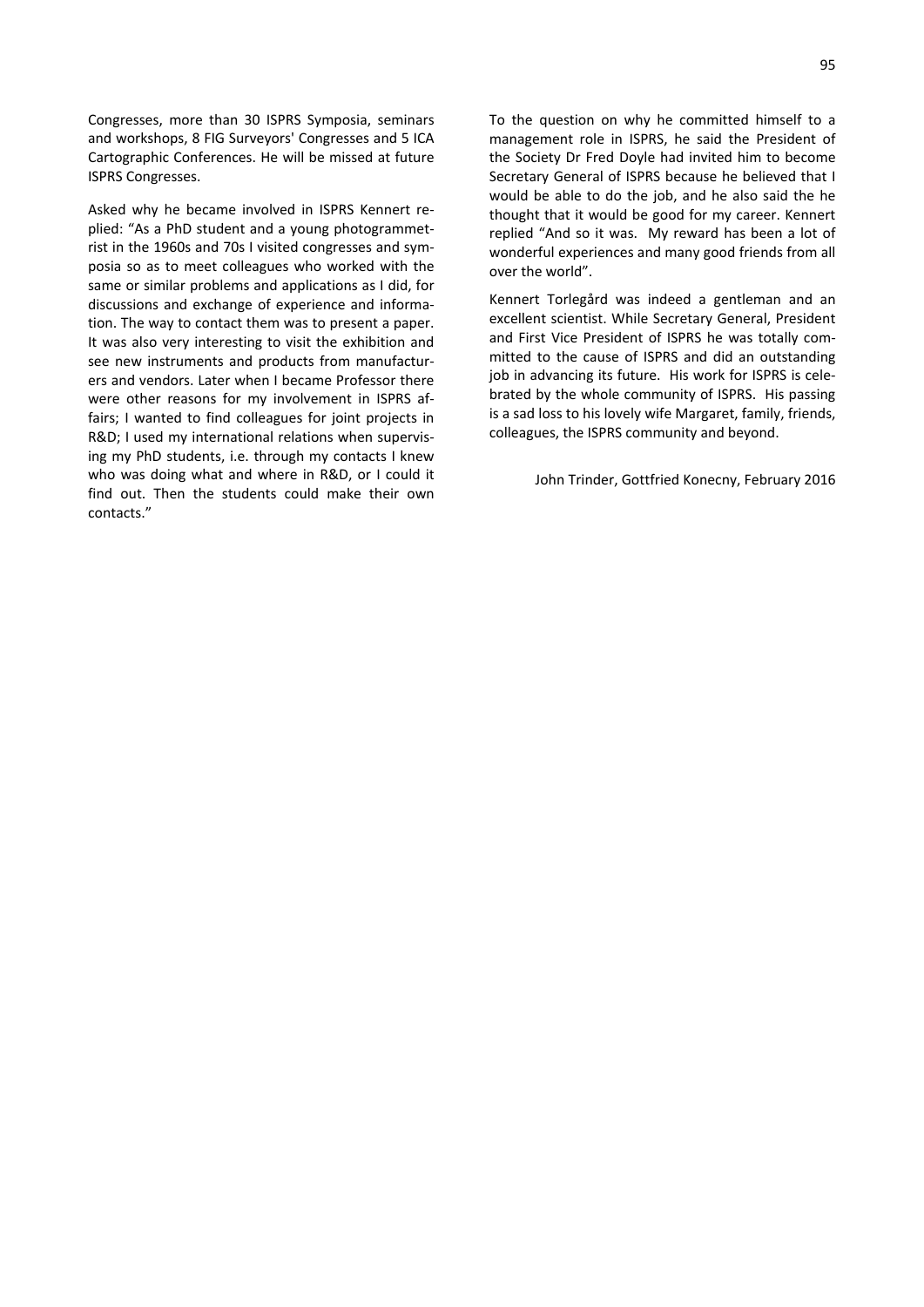Congresses, more than 30 ISPRS Symposia, seminars and workshops, 8 FIG Surveyors' Congresses and 5 ICA Cartographic Conferences. He will be missed at future ISPRS Congresses.

Asked why he became involved in ISPRS Kennert replied: "As a PhD student and a young photogrammetrist in the 1960s and 70s I visited congresses and symposia so as to meet colleagues who worked with the same or similar problems and applications as I did, for discussions and exchange of experience and information. The way to contact them was to present a paper. It was also very interesting to visit the exhibition and see new instruments and products from manufacturers and vendors. Later when I became Professor there were other reasons for my involvement in ISPRS affairs; I wanted to find colleagues for joint projects in R&D; I used my international relations when supervising my PhD students, i.e. through my contacts I knew who was doing what and where in R&D, or I could it find out. Then the students could make their own contacts."

To the question on why he committed himself to a management role in ISPRS, he said the President of the Society Dr Fred Doyle had invited him to become Secretary General of ISPRS because he believed that I would be able to do the job, and he also said the he thought that it would be good for my career. Kennert replied "And so it was. My reward has been a lot of wonderful experiences and many good friends from all over the world".

Kennert Torlegård was indeed a gentleman and an excellent scientist. While Secretary General, President and First Vice President of ISPRS he was totally committed to the cause of ISPRS and did an outstanding job in advancing its future. His work for ISPRS is celebrated by the whole community of ISPRS. His passing is a sad loss to his lovely wife Margaret, family, friends, colleagues, the ISPRS community and beyond.

John Trinder, Gottfried Konecny, February 2016